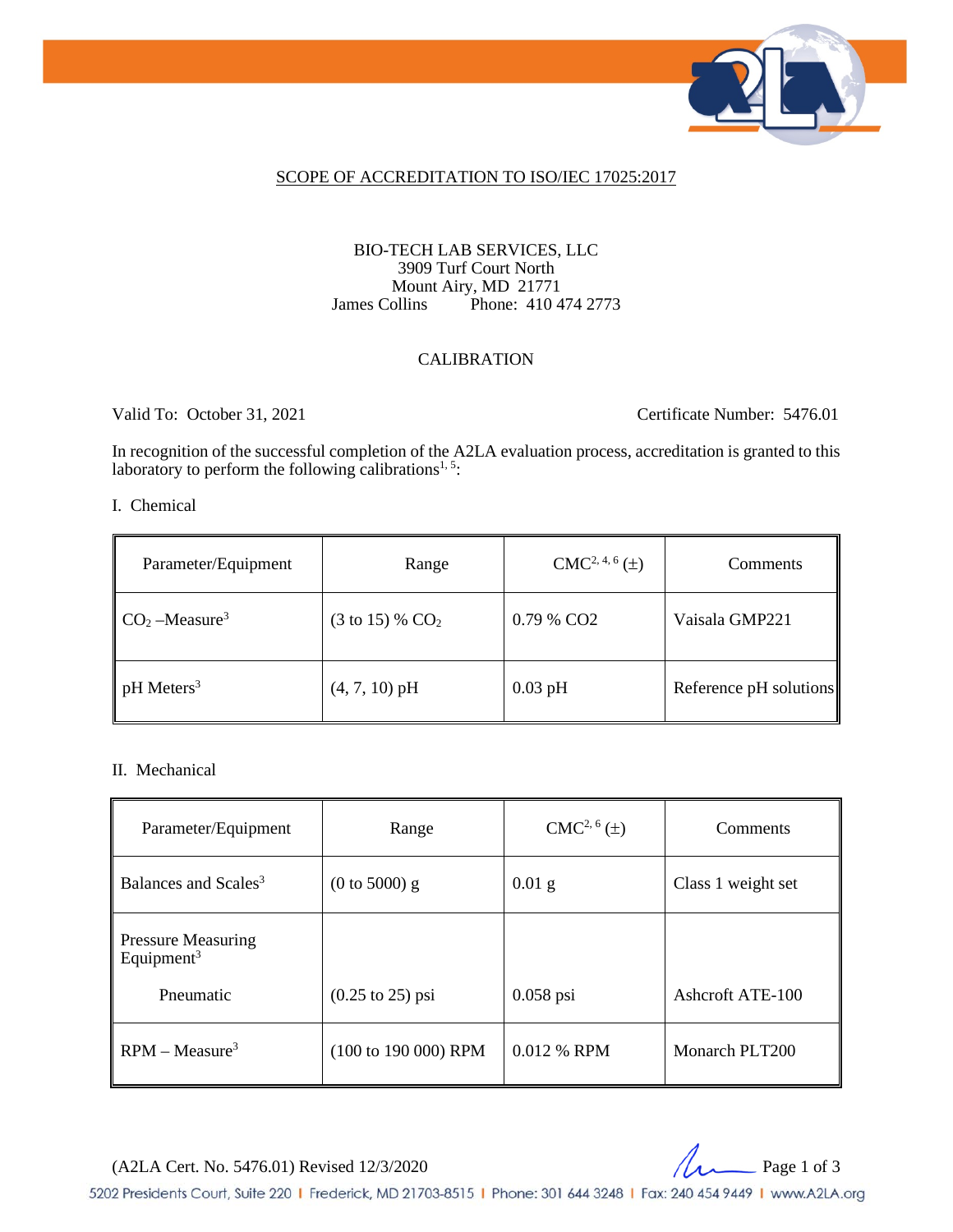## SCOPE OF ACCREDITATION TO ISO/IEC 17025:2017

BIO-TECH LAB SERVICES, LLC
3909 Turf Court North
Mount Airy, MD 21771
James Collins Phone: 410 474 2773

### CALIBRATION

Valid To: October 31, 2021 Certificate Number: 5476.01

In recognition of the successful completion of the A2LA evaluation process, accreditation is granted to this laboratory to perform the following calibrations[1, 5]:

I. Chemical

| Parameter/Equipment | Range | CMC[2, 4, 6] (±) | Comments |
|---|---|---|---|
| $CO_2$ –Measure[3] | (3 to 15) % $CO_2$ | 0.79 % CO2 | Vaisala GMP221 |
| pH Meters[3] | (4, 7, 10) pH | 0.03 pH | Reference pH solutions |

II. Mechanical

| Parameter/Equipment | Range | CMC[2, 6] (±) | Comments |
|---|---|---|---|
| Balances and Scales[3] | (0 to 5000) g | 0.01 g | Class 1 weight set |
| Pressure Measuring Equipment[3] | | | |
| Pneumatic | (0.25 to 25) psi | 0.058 psi | Ashcroft ATE-100 |
| RPM – Measure[3] | (100 to 190 000) RPM | 0.012 % RPM | Monarch PLT200 |

(A2LA Cert. No. 5476.01) Revised 12/3/2020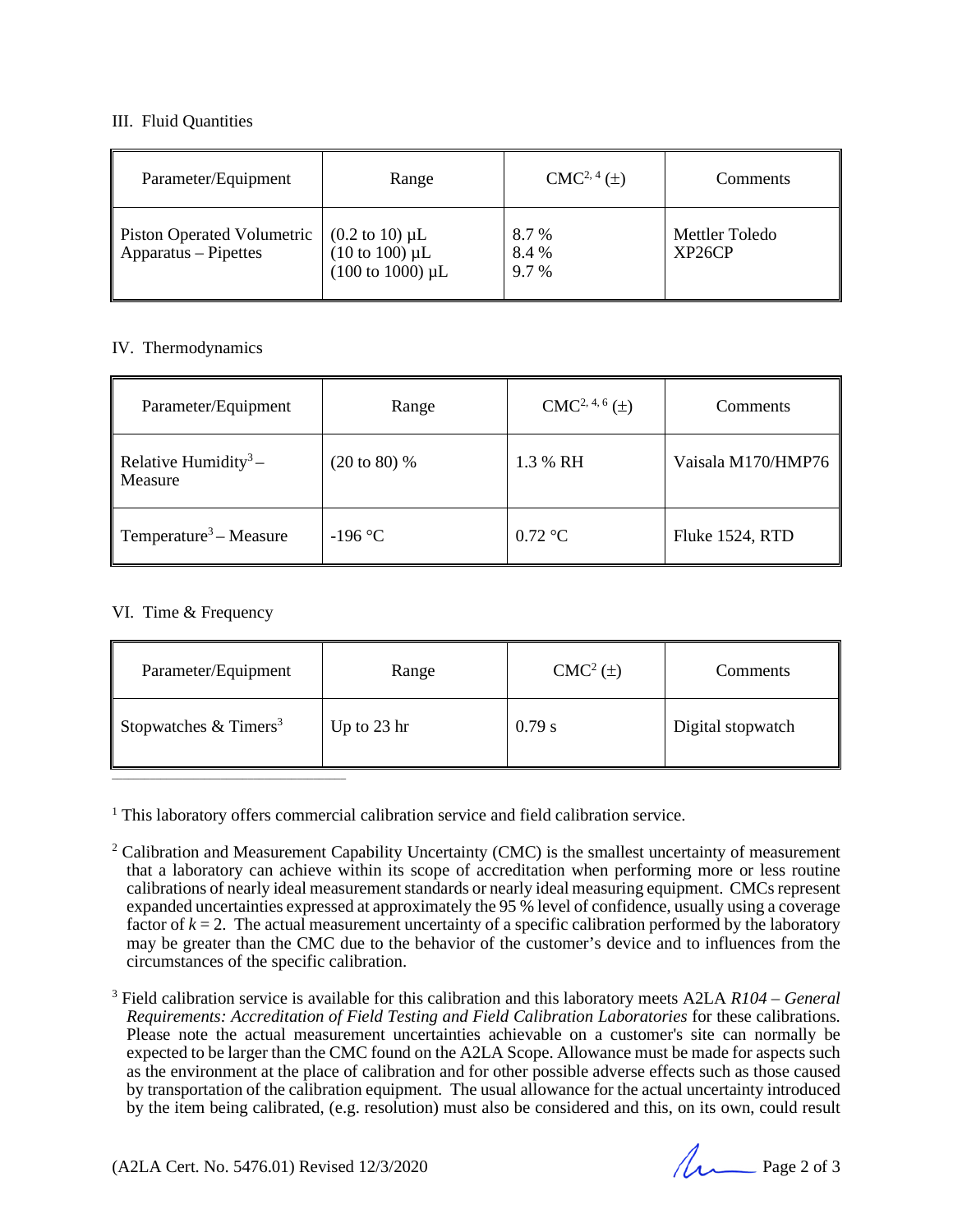III. Fluid Quantities

| Parameter/Equipment | Range | CMC[2, 4] (±) | Comments |
|---|---|---|---|
| Piston Operated Volumetric Apparatus – Pipettes | (0.2 to 10) µL<br>(10 to 100) µL<br>(100 to 1000) µL | 8.7 %<br>8.4 %<br>9.7 % | Mettler Toledo XP26CP |

IV. Thermodynamics

| Parameter/Equipment | Range | CMC[2, 4, 6] (±) | Comments |
|---|---|---|---|
| Relative Humidity[3] – Measure | (20 to 80) % | 1.3 % RH | Vaisala M170/HMP76 |
| Temperature[3] – Measure | -196 °C | 0.72 °C | Fluke 1524, RTD |

VI. Time & Frequency

| Parameter/Equipment | Range | CMC[2] (±) | Comments |
|---|---|---|---|
| Stopwatches & Timers[3] | Up to 23 hr | 0.79 s | Digital stopwatch |

---

[1] This laboratory offers commercial calibration service and field calibration service.

[2] Calibration and Measurement Capability Uncertainty (CMC) is the smallest uncertainty of measurement that a laboratory can achieve within its scope of accreditation when performing more or less routine calibrations of nearly ideal measurement standards or nearly ideal measuring equipment. CMCs represent expanded uncertainties expressed at approximately the 95 % level of confidence, usually using a coverage factor of $k = 2$. The actual measurement uncertainty of a specific calibration performed by the laboratory may be greater than the CMC due to the behavior of the customer's device and to influences from the circumstances of the specific calibration.

[3] Field calibration service is available for this calibration and this laboratory meets A2LA *R104 – General Requirements: Accreditation of Field Testing and Field Calibration Laboratories* for these calibrations. Please note the actual measurement uncertainties achievable on a customer's site can normally be expected to be larger than the CMC found on the A2LA Scope. Allowance must be made for aspects such as the environment at the place of calibration and for other possible adverse effects such as those caused by transportation of the calibration equipment. The usual allowance for the actual uncertainty introduced by the item being calibrated, (e.g. resolution) must also be considered and this, on its own, could result

(A2LA Cert. No. 5476.01) Revised 12/3/2020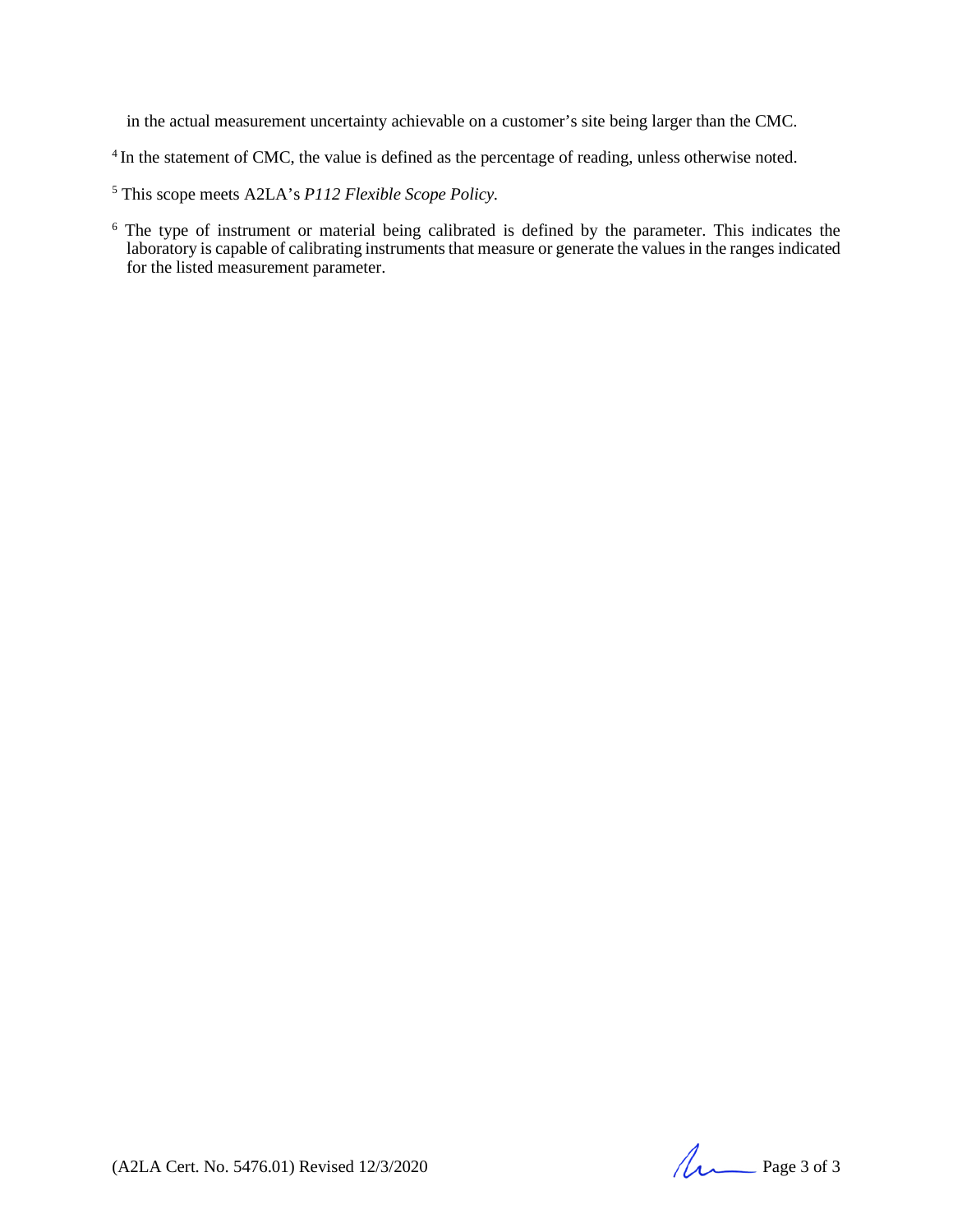in the actual measurement uncertainty achievable on a customer's site being larger than the CMC.

[4] In the statement of CMC, the value is defined as the percentage of reading, unless otherwise noted.

[5] This scope meets A2LA's *P112 Flexible Scope Policy*.

[6] The type of instrument or material being calibrated is defined by the parameter. This indicates the laboratory is capable of calibrating instruments that measure or generate the values in the ranges indicated for the listed measurement parameter.

(A2LA Cert. No. 5476.01) Revised 12/3/2020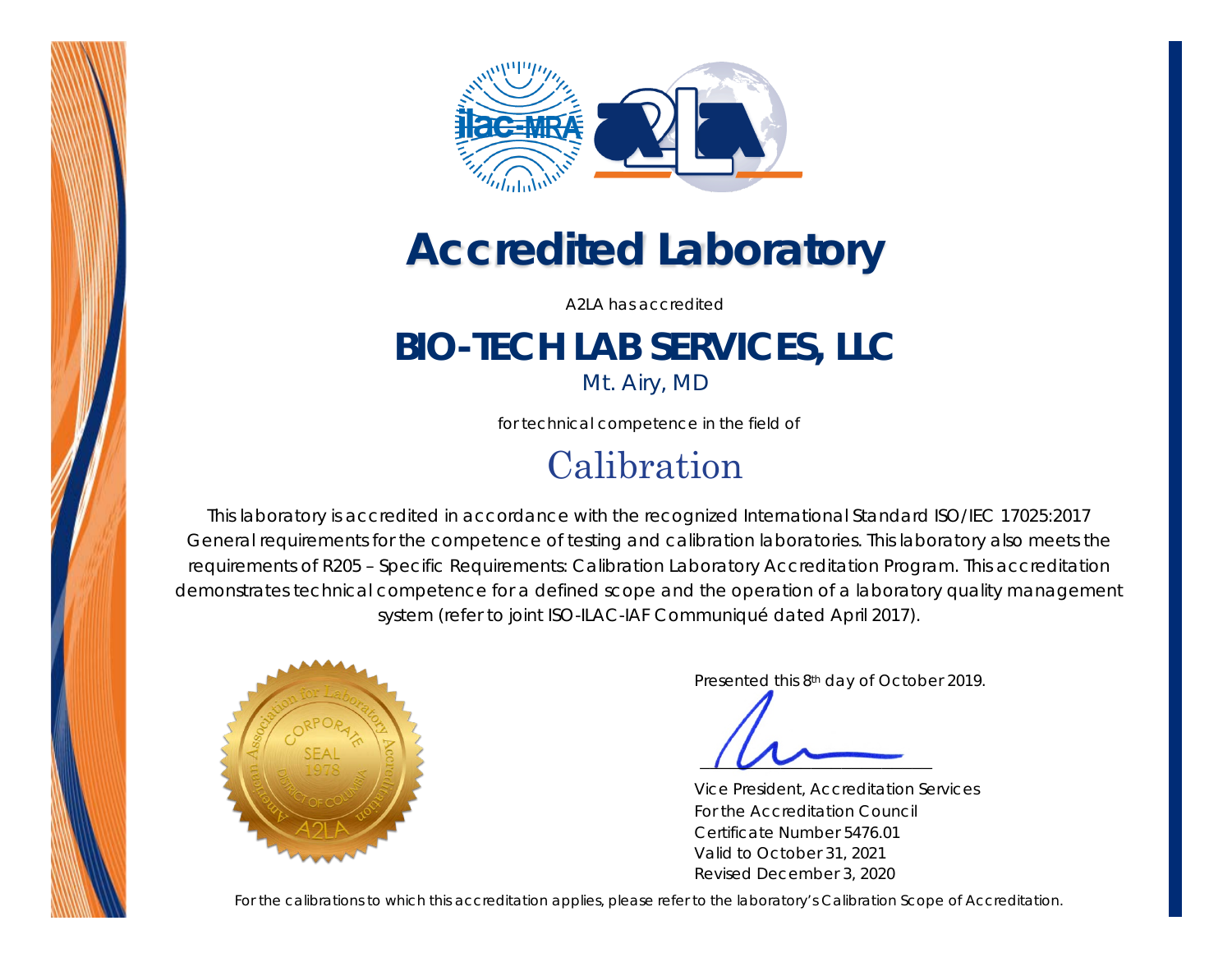# Accredited Laboratory

A2LA has accredited

## BIO-TECH LAB SERVICES, LLC

Mt. Airy, MD

for technical competence in the field of

## Calibration

This laboratory is accredited in accordance with the recognized International Standard ISO/IEC 17025:2017 General requirements for the competence of testing and calibration laboratories. This laboratory also meets the requirements of R205 – Specific Requirements: Calibration Laboratory Accreditation Program. This accreditation demonstrates technical competence for a defined scope and the operation of a laboratory quality management system (refer to joint ISO-ILAC-IAF Communiqué dated April 2017).

Presented this 8th day of October 2019.

Vice President, Accreditation Services
For the Accreditation Council
Certificate Number 5476.01
Valid to October 31, 2021
Revised December 3, 2020

For the calibrations to which this accreditation applies, please refer to the laboratory's Calibration Scope of Accreditation.